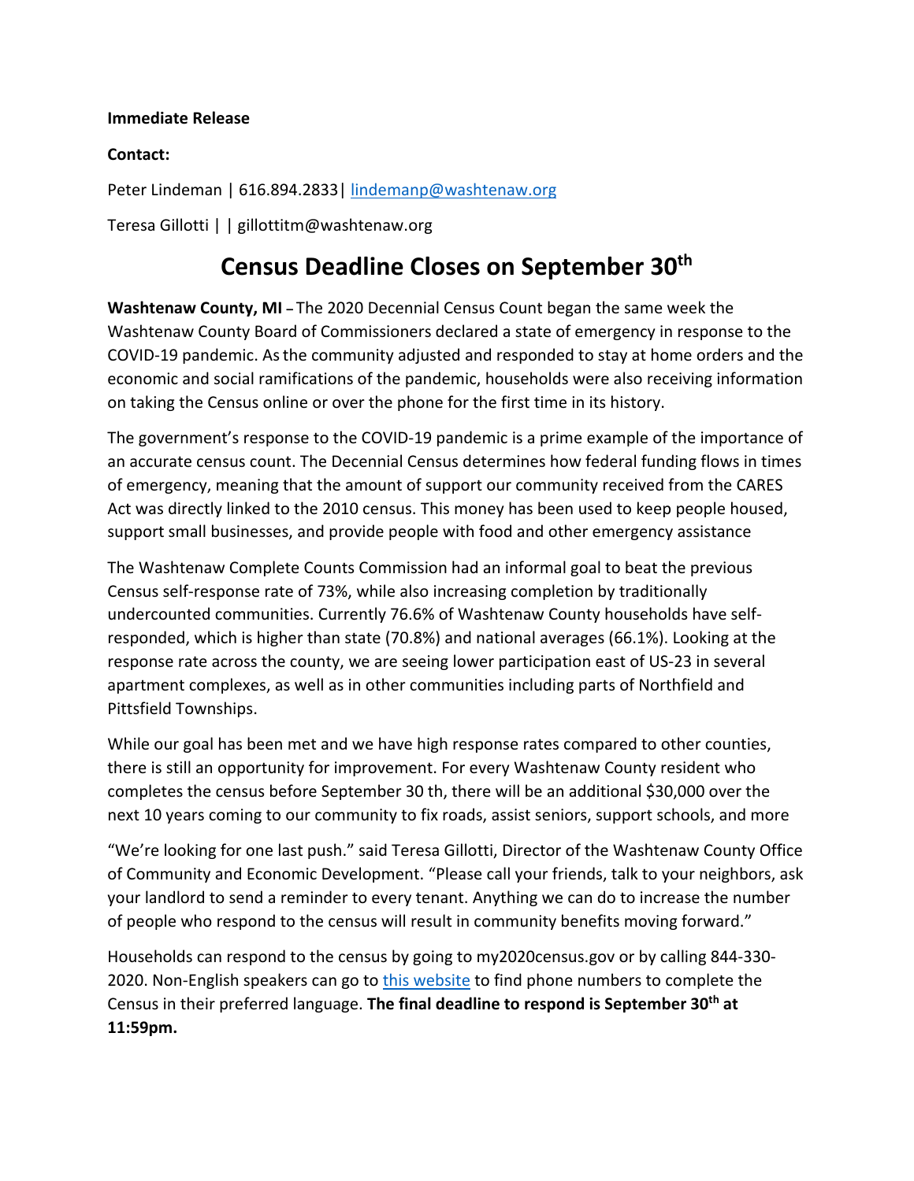**Immediate Release**

**Contact:**

Peter Lindeman | 616.894.2833| [lindemanp@washtenaw.org](mailto:lindemanp@washtenaw.org)

Teresa Gillotti | | gillottitm@washtenaw.org

# Census Deadline Closes on September 30th

**Washtenaw County, MI** – The 2020 Decennial Census Count began the same week the Washtenaw County Board of Commissioners declared a state of emergency in response to the COVID-19 pandemic. As the community adjusted and responded to stay at home orders and the economic and social ramifications of the pandemic, households were also receiving information on taking the Census online or over the phone for the first time in its history.

The government's response to the COVID-19 pandemic is a prime example of the importance of an accurate census count. The Decennial Census determines how federal funding flows in times of emergency, meaning that the amount of support our community received from the CARES Act was directly linked to the 2010 census. This money has been used to keep people housed, support small businesses, and provide people with food and other emergency assistance

The Washtenaw Complete Counts Commission had an informal goal to beat the previous Census self-response rate of 73%, while also increasing completion by traditionally undercounted communities. Currently 76.6% of Washtenaw County households have self-responded, which is higher than state (70.8%) and national averages (66.1%). Looking at the response rate across the county, we are seeing lower participation east of US-23 in several apartment complexes, as well as in other communities including parts of Northfield and Pittsfield Townships.

While our goal has been met and we have high response rates compared to other counties, there is still an opportunity for improvement. For every Washtenaw County resident who completes the census before September 30 th, there will be an additional $30,000 over the next 10 years coming to our community to fix roads, assist seniors, support schools, and more

"We're looking for one last push." said Teresa Gillotti, Director of the Washtenaw County Office of Community and Economic Development. "Please call your friends, talk to your neighbors, ask your landlord to send a reminder to every tenant. Anything we can do to increase the number of people who respond to the census will result in community benefits moving forward."

Households can respond to the census by going to my2020census.gov or by calling 844-330-2020. Non-English speakers can go to this website to find phone numbers to complete the Census in their preferred language. **The final deadline to respond is September 30th at 11:59pm.**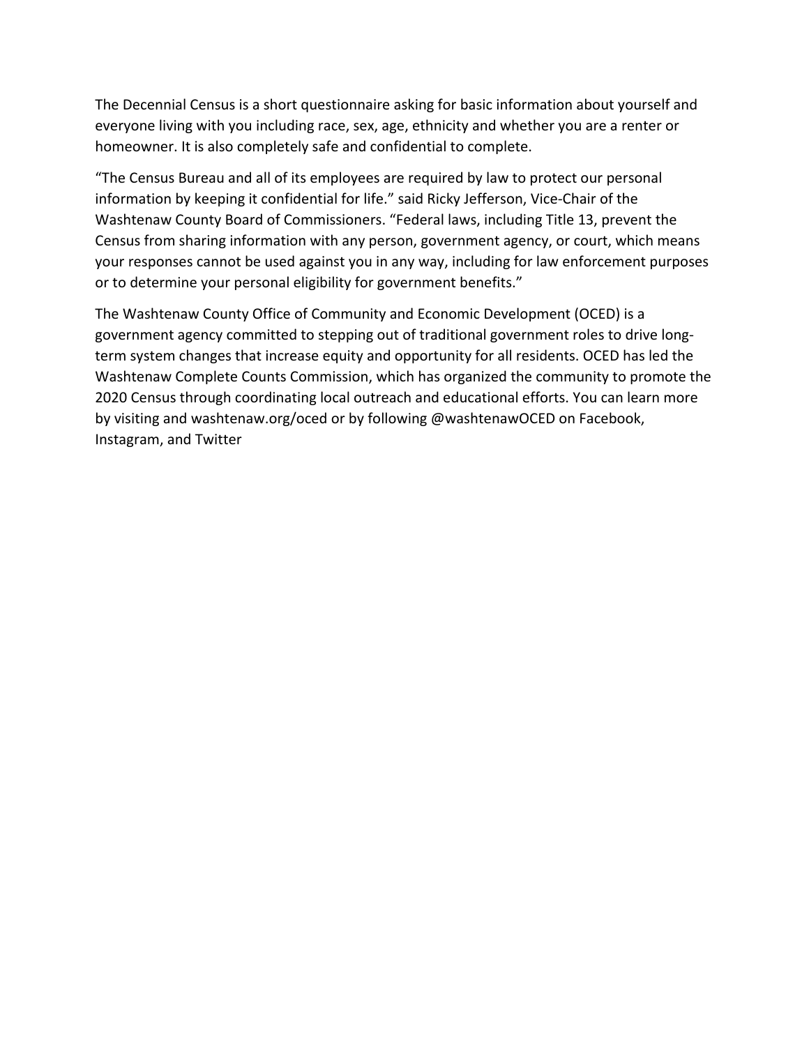The Decennial Census is a short questionnaire asking for basic information about yourself and everyone living with you including race, sex, age, ethnicity and whether you are a renter or homeowner. It is also completely safe and confidential to complete.

"The Census Bureau and all of its employees are required by law to protect our personal information by keeping it confidential for life." said Ricky Jefferson, Vice-Chair of the Washtenaw County Board of Commissioners. "Federal laws, including Title 13, prevent the Census from sharing information with any person, government agency, or court, which means your responses cannot be used against you in any way, including for law enforcement purposes or to determine your personal eligibility for government benefits."

The Washtenaw County Office of Community and Economic Development (OCED) is a government agency committed to stepping out of traditional government roles to drive long-term system changes that increase equity and opportunity for all residents. OCED has led the Washtenaw Complete Counts Commission, which has organized the community to promote the 2020 Census through coordinating local outreach and educational efforts. You can learn more by visiting and washtenaw.org/oced or by following @washtenawOCED on Facebook, Instagram, and Twitter